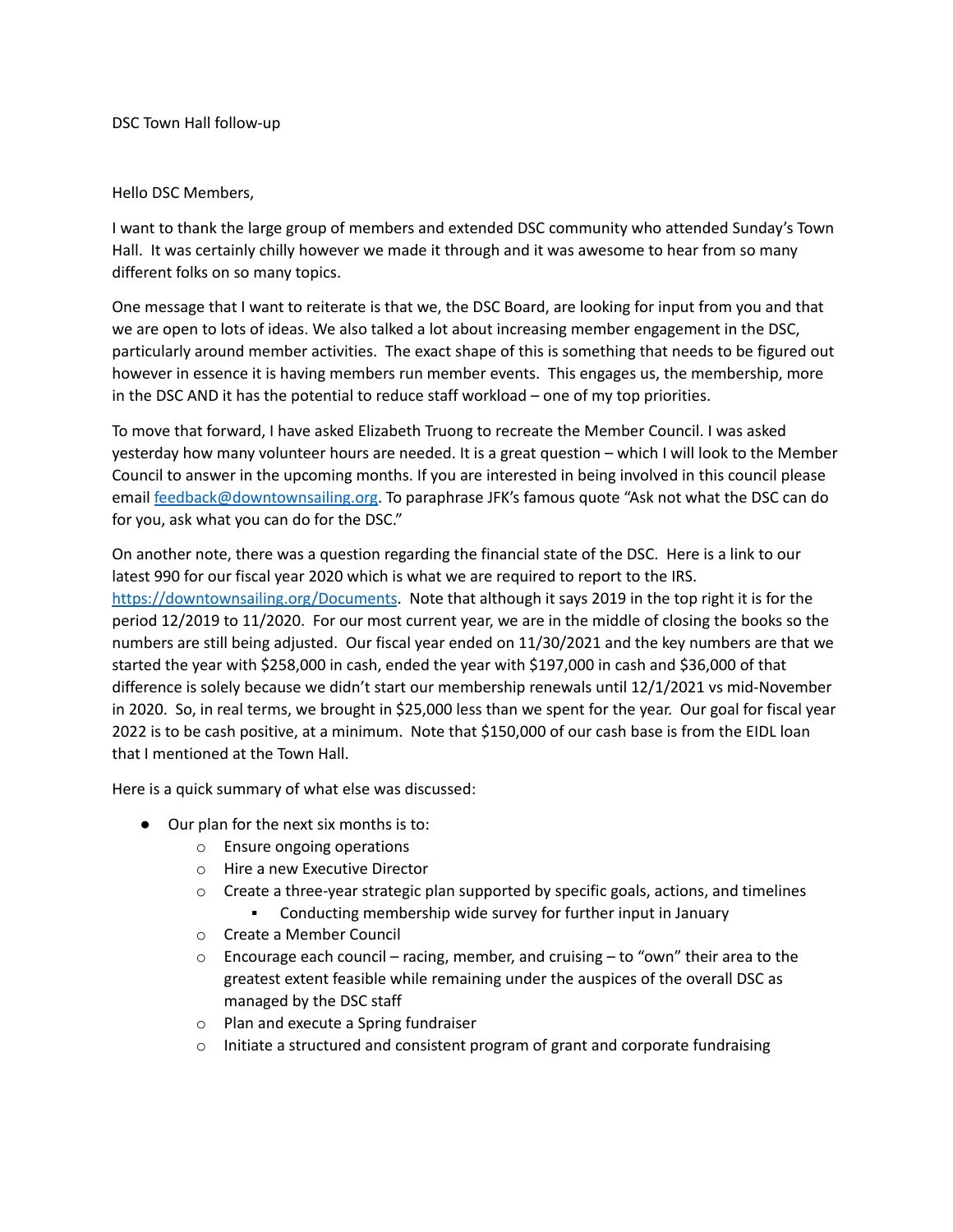DSC Town Hall follow-up

Hello DSC Members,

I want to thank the large group of members and extended DSC community who attended Sunday's Town Hall. It was certainly chilly however we made it through and it was awesome to hear from so many different folks on so many topics.

One message that I want to reiterate is that we, the DSC Board, are looking for input from you and that we are open to lots of ideas. We also talked a lot about increasing member engagement in the DSC, particularly around member activities. The exact shape of this is something that needs to be figured out however in essence it is having members run member events. This engages us, the membership, more in the DSC AND it has the potential to reduce staff workload – one of my top priorities.

To move that forward, I have asked Elizabeth Truong to recreate the Member Council. I was asked yesterday how many volunteer hours are needed. It is a great question – which I will look to the Member Council to answer in the upcoming months. If you are interested in being involved in this council please email [feedback@downtownsailing.org](mailto:feedback@downtownsailing.org). To paraphrase JFK's famous quote "Ask not what the DSC can do for you, ask what you can do for the DSC."

On another note, there was a question regarding the financial state of the DSC. Here is a link to our latest 990 for our fiscal year 2020 which is what we are required to report to the IRS. [https://downtownsailing.org/Documents](https://downtownsailing.org/Documents). Note that although it says 2019 in the top right it is for the period 12/2019 to 11/2020. For our most current year, we are in the middle of closing the books so the numbers are still being adjusted. Our fiscal year ended on 11/30/2021 and the key numbers are that we started the year with $258,000 in cash, ended the year with $197,000 in cash and $36,000 of that difference is solely because we didn't start our membership renewals until 12/1/2021 vs mid-November in 2020. So, in real terms, we brought in $25,000 less than we spent for the year. Our goal for fiscal year 2022 is to be cash positive, at a minimum. Note that $150,000 of our cash base is from the EIDL loan that I mentioned at the Town Hall.

Here is a quick summary of what else was discussed:

- Our plan for the next six months is to:
  - Ensure ongoing operations
  - Hire a new Executive Director
  - Create a three-year strategic plan supported by specific goals, actions, and timelines
    - Conducting membership wide survey for further input in January
  - Create a Member Council
  - Encourage each council – racing, member, and cruising – to "own" their area to the greatest extent feasible while remaining under the auspices of the overall DSC as managed by the DSC staff
  - Plan and execute a Spring fundraiser
  - Initiate a structured and consistent program of grant and corporate fundraising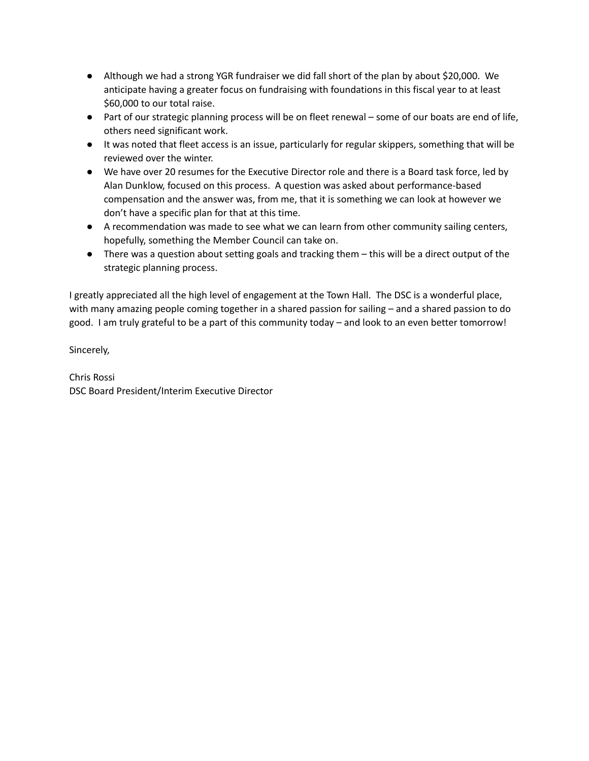- Although we had a strong YGR fundraiser we did fall short of the plan by about $20,000. We anticipate having a greater focus on fundraising with foundations in this fiscal year to at least $60,000 to our total raise.
- Part of our strategic planning process will be on fleet renewal – some of our boats are end of life, others need significant work.
- It was noted that fleet access is an issue, particularly for regular skippers, something that will be reviewed over the winter.
- We have over 20 resumes for the Executive Director role and there is a Board task force, led by Alan Dunklow, focused on this process. A question was asked about performance-based compensation and the answer was, from me, that it is something we can look at however we don't have a specific plan for that at this time.
- A recommendation was made to see what we can learn from other community sailing centers, hopefully, something the Member Council can take on.
- There was a question about setting goals and tracking them – this will be a direct output of the strategic planning process.

I greatly appreciated all the high level of engagement at the Town Hall. The DSC is a wonderful place, with many amazing people coming together in a shared passion for sailing – and a shared passion to do good. I am truly grateful to be a part of this community today – and look to an even better tomorrow!

Sincerely,

Chris Rossi
DSC Board President/Interim Executive Director